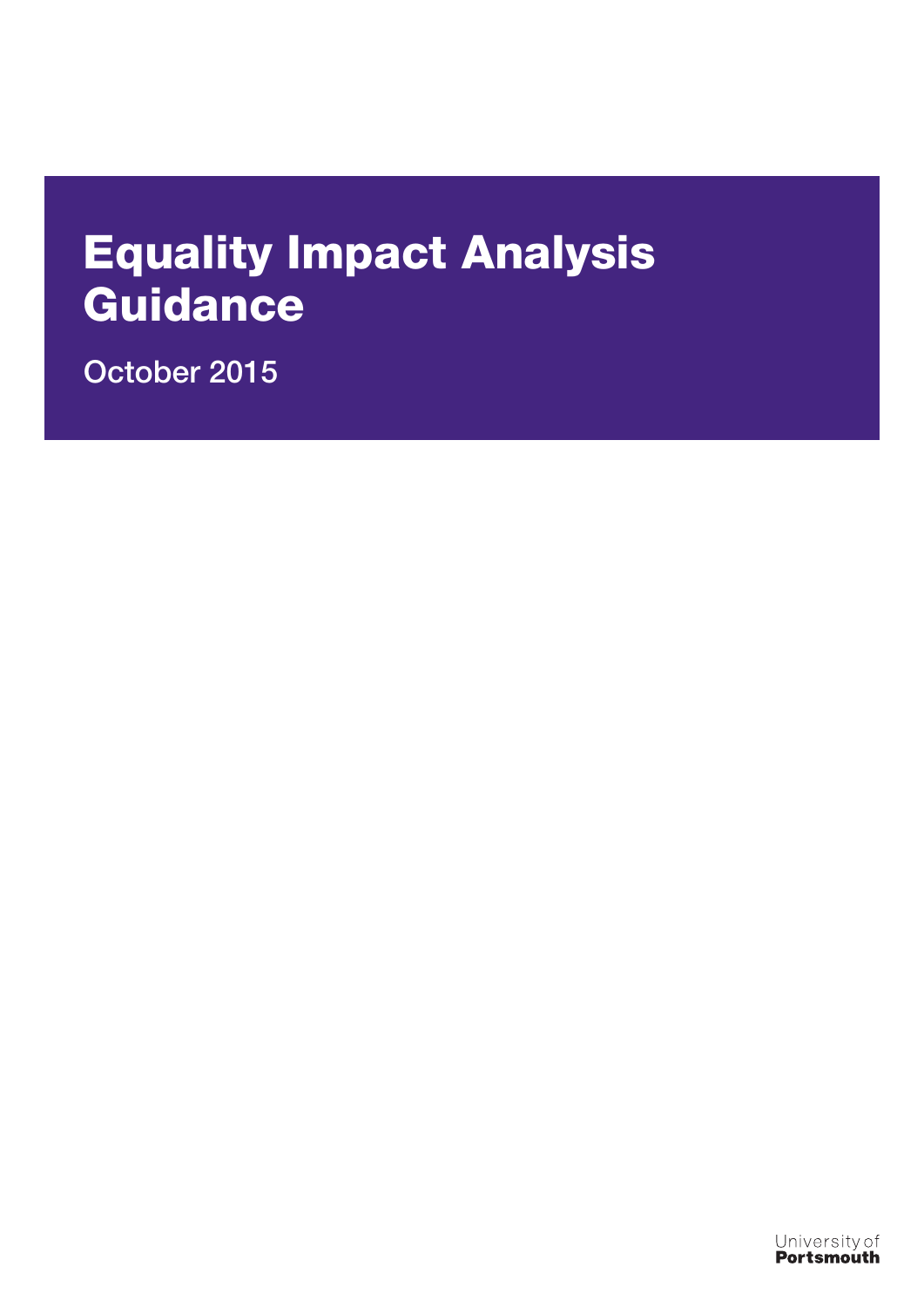# Equality Impact Analysis Guidance

October 2015

University of **Portsmouth**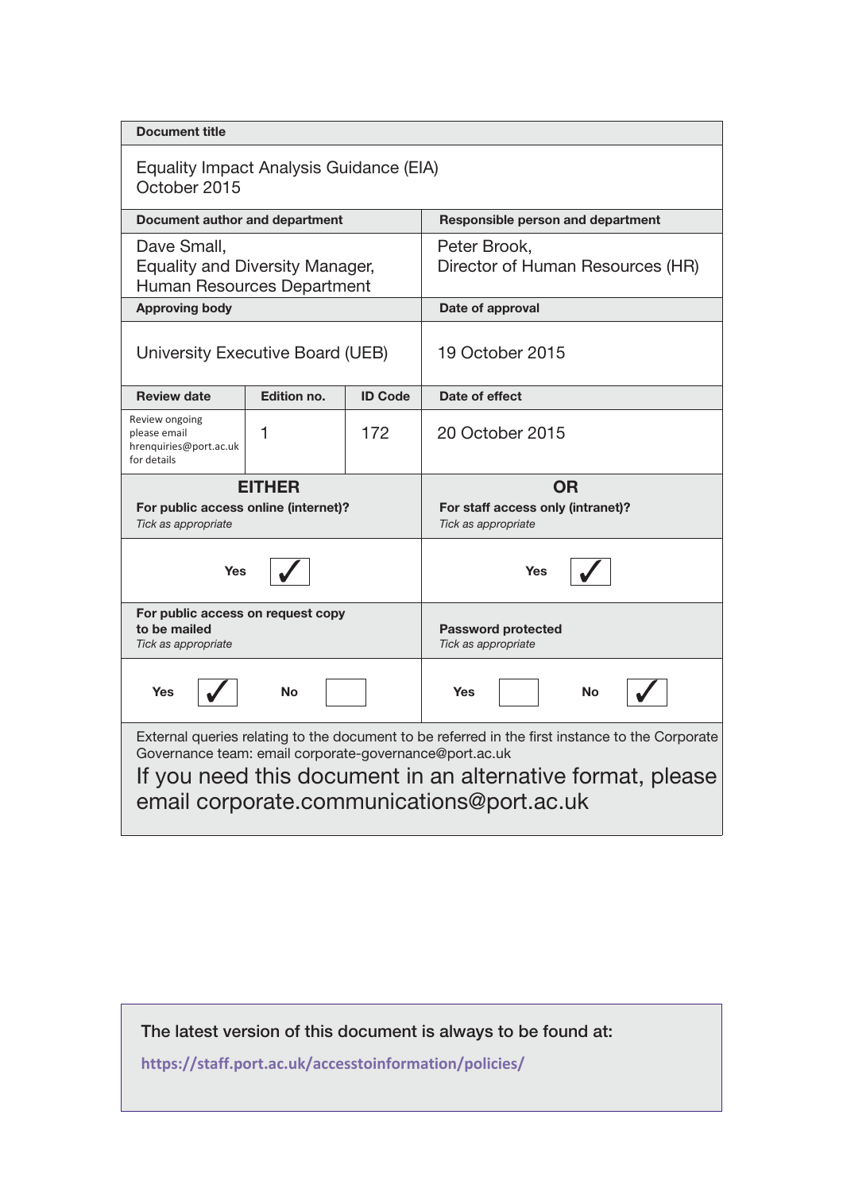| **Document title** | | | |
|---|---|---|---|
| Equality Impact Analysis Guidance (EIA) October 2015 | | | |
| **Document author and department** | | | **Responsible person and department** |
| Dave Small, Equality and Diversity Manager, Human Resources Department | | | Peter Brook, Director of Human Resources (HR) |
| **Approving body** | | | **Date of approval** |
| University Executive Board (UEB) | | | 19 October 2015 |
| **Review date** | **Edition no.** | **ID Code** | **Date of effect** |
| Review ongoing please email hrenquiries@port.ac.uk for details | 1 | 172 | 20 October 2015 |

| **EITHER** For public access online (internet)? *Tick as appropriate* | **OR** For staff access only (intranet)? *Tick as appropriate* |
|---|---|
| Yes ✓ | Yes ✓ |
| **For public access on request copy to be mailed** *Tick as appropriate* | **Password protected** *Tick as appropriate* |
| Yes ✓ No ☐ | Yes ☐ No ✓ |

External queries relating to the document to be referred in the first instance to the Corporate Governance team: email corporate-governance@port.ac.uk

If you need this document in an alternative format, please email corporate.communications@port.ac.uk

The latest version of this document is always to be found at:

https://staff.port.ac.uk/accesstoinformation/policies/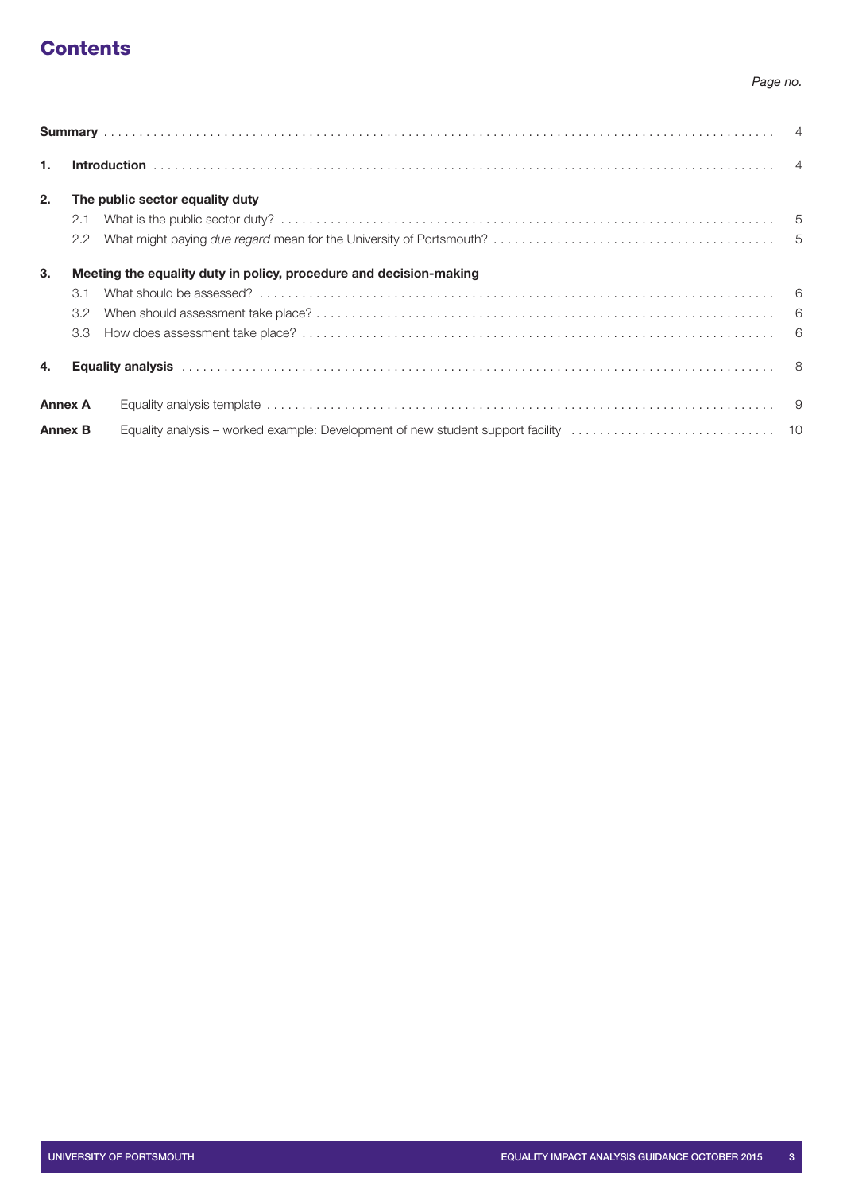# Contents

*Page no.*

| | | |
|---|---|---|
| **Summary** | | 4 |
| **1.** | **Introduction** | 4 |
| **2.** | **The public sector equality duty** | |
| | 2.1 What is the public sector duty? | 5 |
| | 2.2 What might paying *due regard* mean for the University of Portsmouth? | 5 |
| **3.** | **Meeting the equality duty in policy, procedure and decision-making** | |
| | 3.1 What should be assessed? | 6 |
| | 3.2 When should assessment take place? | 6 |
| | 3.3 How does assessment take place? | 6 |
| **4.** | **Equality analysis** | 8 |
| **Annex A** | Equality analysis template | 9 |
| **Annex B** | Equality analysis – worked example: Development of new student support facility | 10 |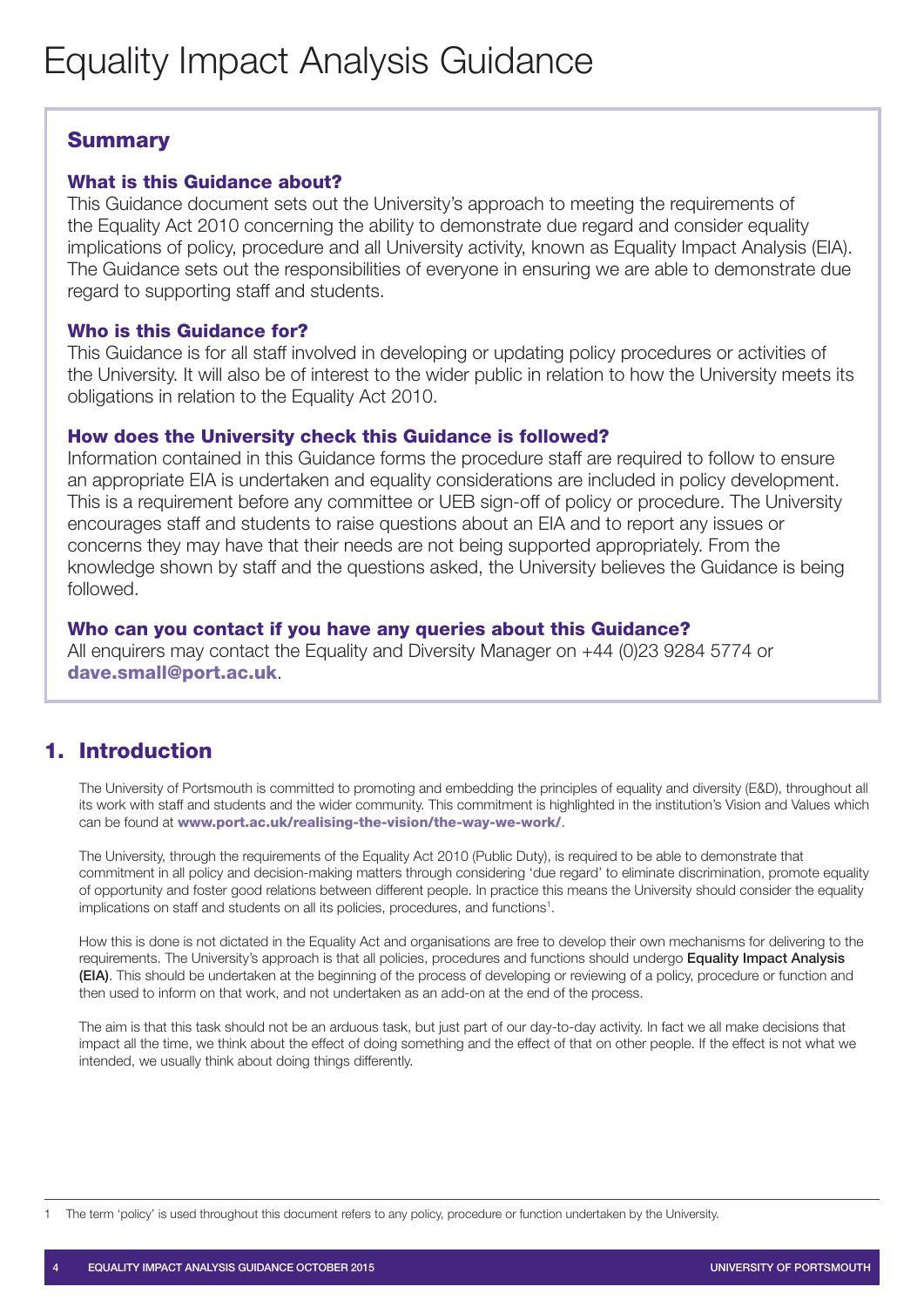# Equality Impact Analysis Guidance

## Summary

### What is this Guidance about?

This Guidance document sets out the University's approach to meeting the requirements of the Equality Act 2010 concerning the ability to demonstrate due regard and consider equality implications of policy, procedure and all University activity, known as Equality Impact Analysis (EIA). The Guidance sets out the responsibilities of everyone in ensuring we are able to demonstrate due regard to supporting staff and students.

### Who is this Guidance for?

This Guidance is for all staff involved in developing or updating policy procedures or activities of the University. It will also be of interest to the wider public in relation to how the University meets its obligations in relation to the Equality Act 2010.

### How does the University check this Guidance is followed?

Information contained in this Guidance forms the procedure staff are required to follow to ensure an appropriate EIA is undertaken and equality considerations are included in policy development. This is a requirement before any committee or UEB sign-off of policy or procedure. The University encourages staff and students to raise questions about an EIA and to report any issues or concerns they may have that their needs are not being supported appropriately. From the knowledge shown by staff and the questions asked, the University believes the Guidance is being followed.

### Who can you contact if you have any queries about this Guidance?

All enquirers may contact the Equality and Diversity Manager on +44 (0)23 9284 5774 or **dave.small@port.ac.uk**.

## 1. Introduction

The University of Portsmouth is committed to promoting and embedding the principles of equality and diversity (E&D), throughout all its work with staff and students and the wider community. This commitment is highlighted in the institution's Vision and Values which can be found at **www.port.ac.uk/realising-the-vision/the-way-we-work/**.

The University, through the requirements of the Equality Act 2010 (Public Duty), is required to be able to demonstrate that commitment in all policy and decision-making matters through considering 'due regard' to eliminate discrimination, promote equality of opportunity and foster good relations between different people. In practice this means the University should consider the equality implications on staff and students on all its policies, procedures, and functions[1].

How this is done is not dictated in the Equality Act and organisations are free to develop their own mechanisms for delivering to the requirements. The University's approach is that all policies, procedures and functions should undergo **Equality Impact Analysis (EIA)**. This should be undertaken at the beginning of the process of developing or reviewing of a policy, procedure or function and then used to inform on that work, and not undertaken as an add-on at the end of the process.

The aim is that this task should not be an arduous task, but just part of our day-to-day activity. In fact we all make decisions that impact all the time, we think about the effect of doing something and the effect of that on other people. If the effect is not what we intended, we usually think about doing things differently.

[1] The term 'policy' is used throughout this document refers to any policy, procedure or function undertaken by the University.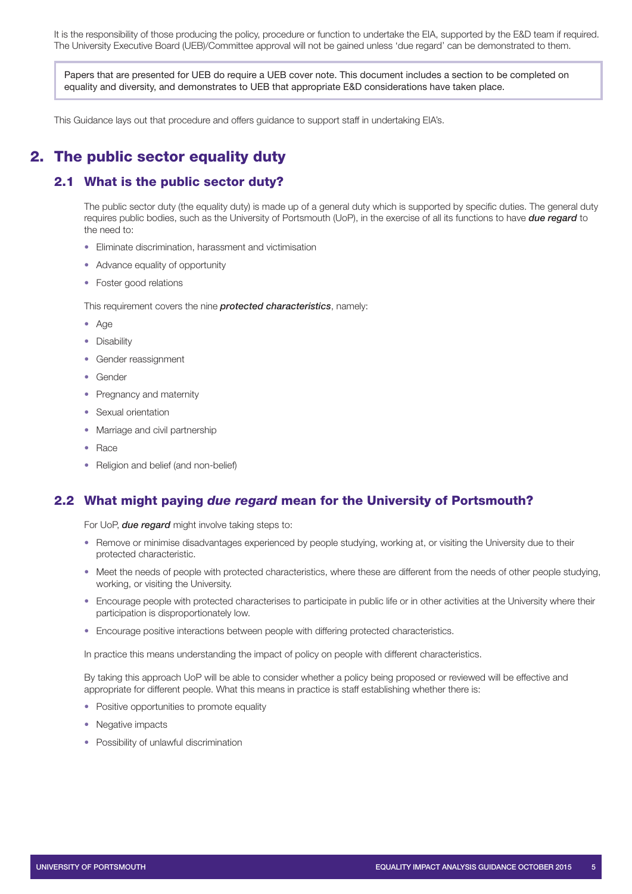It is the responsibility of those producing the policy, procedure or function to undertake the EIA, supported by the E&D team if required. The University Executive Board (UEB)/Committee approval will not be gained unless 'due regard' can be demonstrated to them.

> Papers that are presented for UEB do require a UEB cover note. This document includes a section to be completed on equality and diversity, and demonstrates to UEB that appropriate E&D considerations have taken place.

This Guidance lays out that procedure and offers guidance to support staff in undertaking EIA's.

# 2. The public sector equality duty

## 2.1 What is the public sector duty?

The public sector duty (the equality duty) is made up of a general duty which is supported by specific duties. The general duty requires public bodies, such as the University of Portsmouth (UoP), in the exercise of all its functions to have ***due regard*** to the need to:

- Eliminate discrimination, harassment and victimisation
- Advance equality of opportunity
- Foster good relations

This requirement covers the nine ***protected characteristics***, namely:

- Age
- Disability
- Gender reassignment
- Gender
- Pregnancy and maternity
- Sexual orientation
- Marriage and civil partnership
- Race
- Religion and belief (and non-belief)

## 2.2 What might paying *due regard* mean for the University of Portsmouth?

For UoP, ***due regard*** might involve taking steps to:

- Remove or minimise disadvantages experienced by people studying, working at, or visiting the University due to their protected characteristic.
- Meet the needs of people with protected characteristics, where these are different from the needs of other people studying, working, or visiting the University.
- Encourage people with protected characterises to participate in public life or in other activities at the University where their participation is disproportionately low.
- Encourage positive interactions between people with differing protected characteristics.

In practice this means understanding the impact of policy on people with different characteristics.

By taking this approach UoP will be able to consider whether a policy being proposed or reviewed will be effective and appropriate for different people. What this means in practice is staff establishing whether there is:

- Positive opportunities to promote equality
- Negative impacts
- Possibility of unlawful discrimination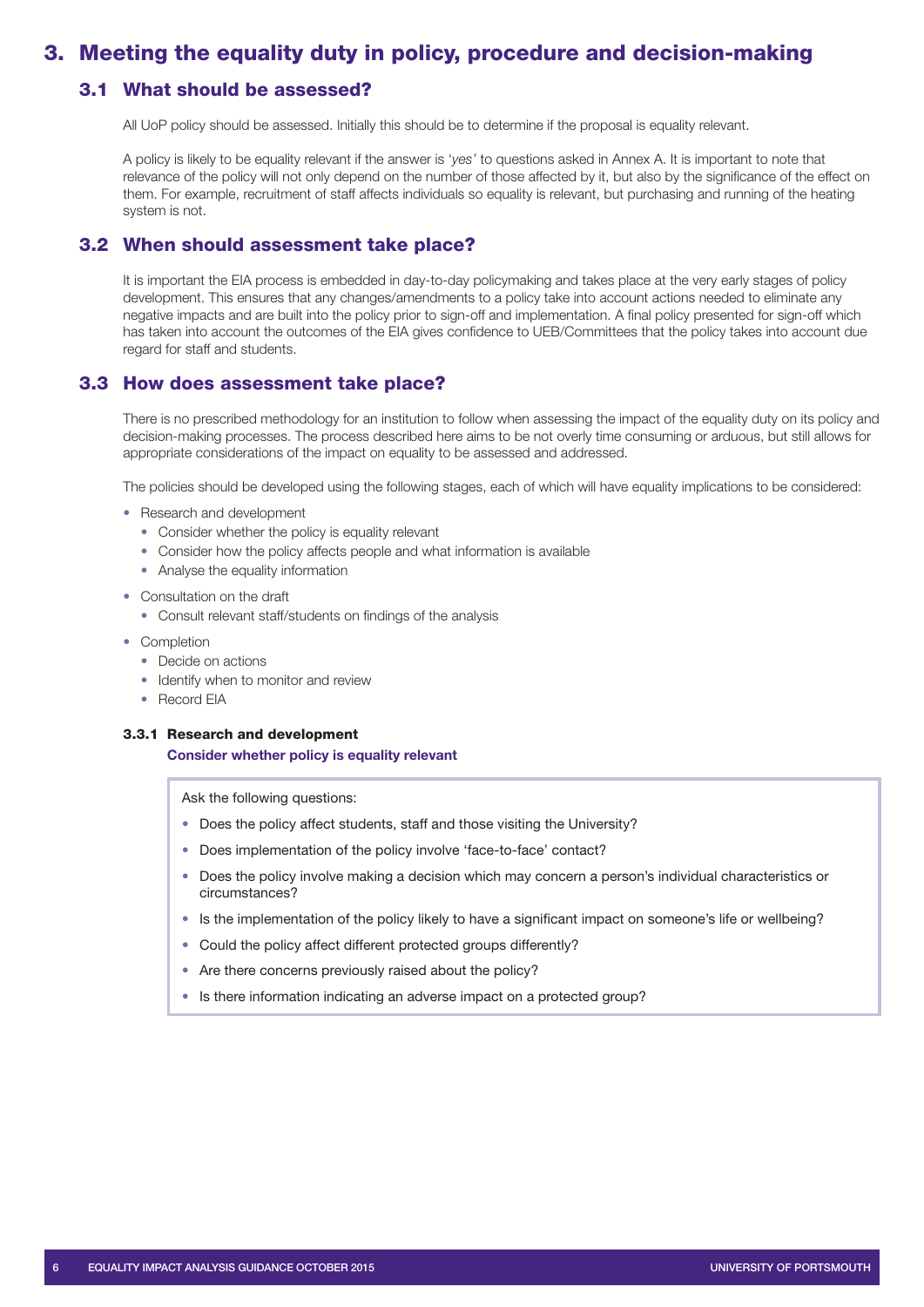# 3. Meeting the equality duty in policy, procedure and decision-making

## 3.1 What should be assessed?

All UoP policy should be assessed. Initially this should be to determine if the proposal is equality relevant.

A policy is likely to be equality relevant if the answer is *'yes'* to questions asked in Annex A. It is important to note that relevance of the policy will not only depend on the number of those affected by it, but also by the significance of the effect on them. For example, recruitment of staff affects individuals so equality is relevant, but purchasing and running of the heating system is not.

## 3.2 When should assessment take place?

It is important the EIA process is embedded in day-to-day policymaking and takes place at the very early stages of policy development. This ensures that any changes/amendments to a policy take into account actions needed to eliminate any negative impacts and are built into the policy prior to sign-off and implementation. A final policy presented for sign-off which has taken into account the outcomes of the EIA gives confidence to UEB/Committees that the policy takes into account due regard for staff and students.

## 3.3 How does assessment take place?

There is no prescribed methodology for an institution to follow when assessing the impact of the equality duty on its policy and decision-making processes. The process described here aims to be not overly time consuming or arduous, but still allows for appropriate considerations of the impact on equality to be assessed and addressed.

The policies should be developed using the following stages, each of which will have equality implications to be considered:

- Research and development
  - Consider whether the policy is equality relevant
  - Consider how the policy affects people and what information is available
  - Analyse the equality information
- Consultation on the draft
  - Consult relevant staff/students on findings of the analysis
- Completion
  - Decide on actions
  - Identify when to monitor and review
  - Record EIA

### 3.3.1 Research and development

**Consider whether policy is equality relevant**

Ask the following questions:

- Does the policy affect students, staff and those visiting the University?
- Does implementation of the policy involve 'face-to-face' contact?
- Does the policy involve making a decision which may concern a person's individual characteristics or circumstances?
- Is the implementation of the policy likely to have a significant impact on someone's life or wellbeing?
- Could the policy affect different protected groups differently?
- Are there concerns previously raised about the policy?
- Is there information indicating an adverse impact on a protected group?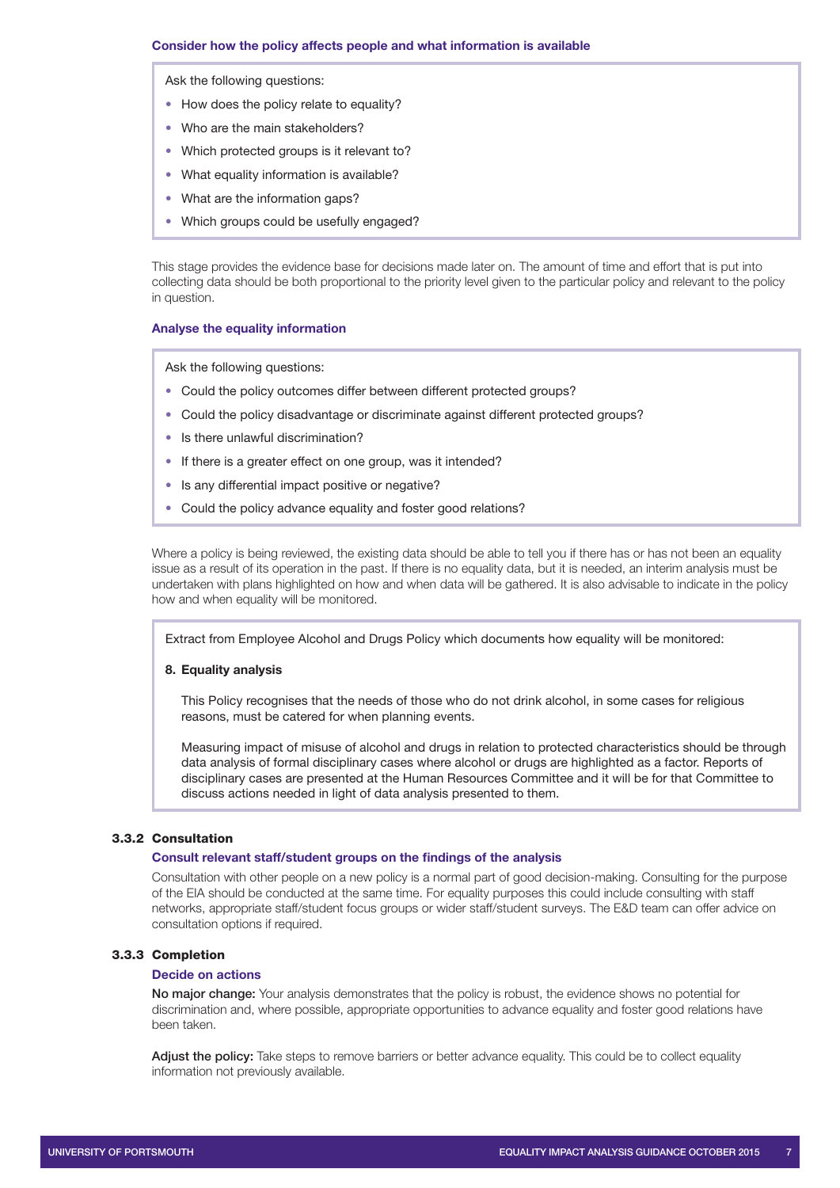**Consider how the policy affects people and what information is available**

> Ask the following questions:
>
> - How does the policy relate to equality?
> - Who are the main stakeholders?
> - Which protected groups is it relevant to?
> - What equality information is available?
> - What are the information gaps?
> - Which groups could be usefully engaged?

This stage provides the evidence base for decisions made later on. The amount of time and effort that is put into collecting data should be both proportional to the priority level given to the particular policy and relevant to the policy in question.

**Analyse the equality information**

> Ask the following questions:
>
> - Could the policy outcomes differ between different protected groups?
> - Could the policy disadvantage or discriminate against different protected groups?
> - Is there unlawful discrimination?
> - If there is a greater effect on one group, was it intended?
> - Is any differential impact positive or negative?
> - Could the policy advance equality and foster good relations?

Where a policy is being reviewed, the existing data should be able to tell you if there has or has not been an equality issue as a result of its operation in the past. If there is no equality data, but it is needed, an interim analysis must be undertaken with plans highlighted on how and when data will be gathered. It is also advisable to indicate in the policy how and when equality will be monitored.

> Extract from Employee Alcohol and Drugs Policy which documents how equality will be monitored:
>
> **8. Equality analysis**
>
> This Policy recognises that the needs of those who do not drink alcohol, in some cases for religious reasons, must be catered for when planning events.
>
> Measuring impact of misuse of alcohol and drugs in relation to protected characteristics should be through data analysis of formal disciplinary cases where alcohol or drugs are highlighted as a factor. Reports of disciplinary cases are presented at the Human Resources Committee and it will be for that Committee to discuss actions needed in light of data analysis presented to them.

### 3.3.2 Consultation

**Consult relevant staff/student groups on the findings of the analysis**

Consultation with other people on a new policy is a normal part of good decision-making. Consulting for the purpose of the EIA should be conducted at the same time. For equality purposes this could include consulting with staff networks, appropriate staff/student focus groups or wider staff/student surveys. The E&D team can offer advice on consultation options if required.

### 3.3.3 Completion

**Decide on actions**

**No major change:** Your analysis demonstrates that the policy is robust, the evidence shows no potential for discrimination and, where possible, appropriate opportunities to advance equality and foster good relations have been taken.

**Adjust the policy:** Take steps to remove barriers or better advance equality. This could be to collect equality information not previously available.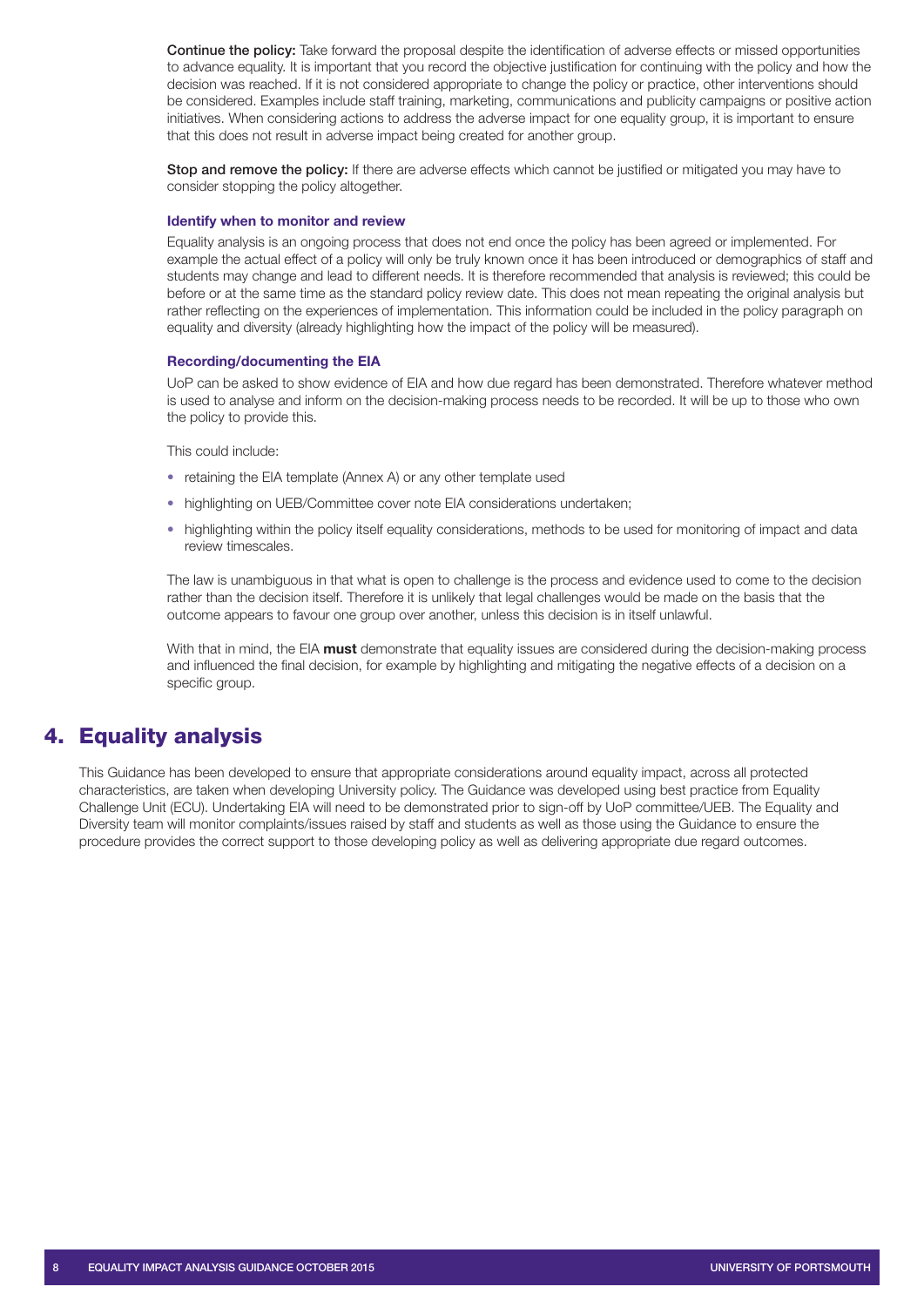**Continue the policy:** Take forward the proposal despite the identification of adverse effects or missed opportunities to advance equality. It is important that you record the objective justification for continuing with the policy and how the decision was reached. If it is not considered appropriate to change the policy or practice, other interventions should be considered. Examples include staff training, marketing, communications and publicity campaigns or positive action initiatives. When considering actions to address the adverse impact for one equality group, it is important to ensure that this does not result in adverse impact being created for another group.

**Stop and remove the policy:** If there are adverse effects which cannot be justified or mitigated you may have to consider stopping the policy altogether.

### Identify when to monitor and review

Equality analysis is an ongoing process that does not end once the policy has been agreed or implemented. For example the actual effect of a policy will only be truly known once it has been introduced or demographics of staff and students may change and lead to different needs. It is therefore recommended that analysis is reviewed; this could be before or at the same time as the standard policy review date. This does not mean repeating the original analysis but rather reflecting on the experiences of implementation. This information could be included in the policy paragraph on equality and diversity (already highlighting how the impact of the policy will be measured).

### Recording/documenting the EIA

UoP can be asked to show evidence of EIA and how due regard has been demonstrated. Therefore whatever method is used to analyse and inform on the decision-making process needs to be recorded. It will be up to those who own the policy to provide this.

This could include:

- retaining the EIA template (Annex A) or any other template used
- highlighting on UEB/Committee cover note EIA considerations undertaken;
- highlighting within the policy itself equality considerations, methods to be used for monitoring of impact and data review timescales.

The law is unambiguous in that what is open to challenge is the process and evidence used to come to the decision rather than the decision itself. Therefore it is unlikely that legal challenges would be made on the basis that the outcome appears to favour one group over another, unless this decision is in itself unlawful.

With that in mind, the EIA **must** demonstrate that equality issues are considered during the decision-making process and influenced the final decision, for example by highlighting and mitigating the negative effects of a decision on a specific group.

## 4. Equality analysis

This Guidance has been developed to ensure that appropriate considerations around equality impact, across all protected characteristics, are taken when developing University policy. The Guidance was developed using best practice from Equality Challenge Unit (ECU). Undertaking EIA will need to be demonstrated prior to sign-off by UoP committee/UEB. The Equality and Diversity team will monitor complaints/issues raised by staff and students as well as those using the Guidance to ensure the procedure provides the correct support to those developing policy as well as delivering appropriate due regard outcomes.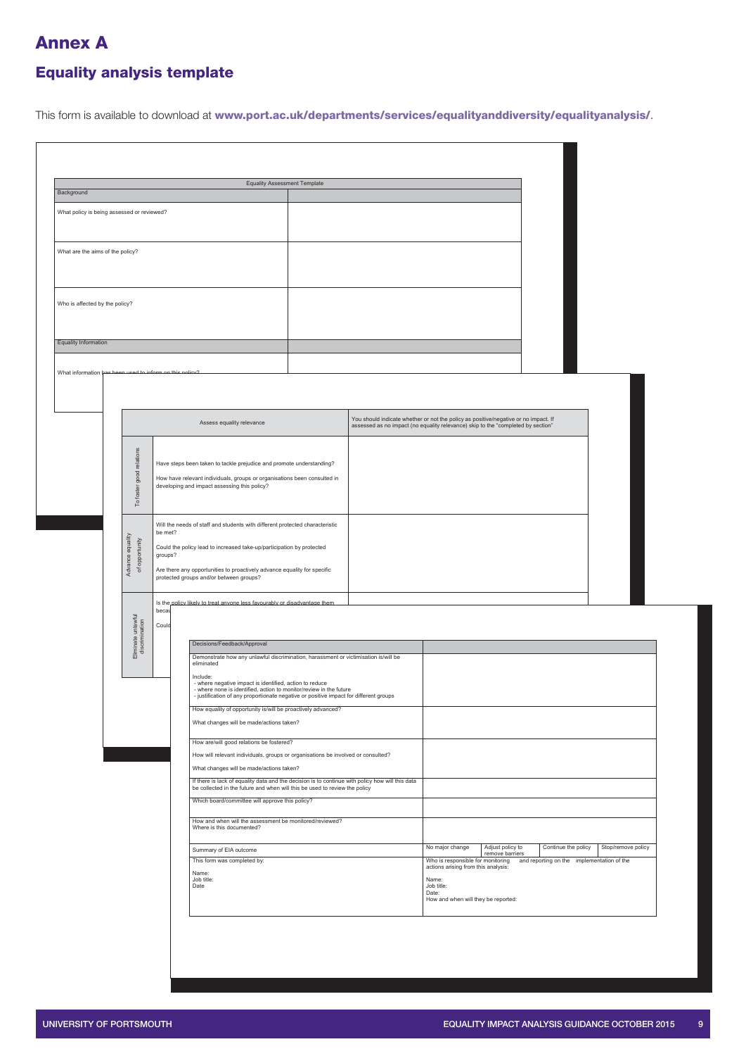# Annex A

## Equality analysis template

This form is available to download at **www.port.ac.uk/departments/services/equalityanddiversity/equalityanalysis/**.

| Equality Assessment Template | |
|---|---|
| Background | |
| What policy is being assessed or reviewed? | |
| What are the aims of the policy? | |
| Who is affected by the policy? | |
| Equality Information | |
| What information has been used to inform on this policy? | |

| | Assess equality relevance | You should indicate whether or not the policy as positive/negative or no impact. If assessed as no impact (no equality relevance) skip to the "completed by section" |
|---|---|---|
| To foster good relations | Have steps been taken to tackle prejudice and promote understanding?<br>How have relevant individuals, groups or organisations been consulted in developing and impact assessing this policy? | |
| Advance equality of opportunity | Will the needs of staff and students with different protected characteristic be met?<br>Could the policy lead to increased take-up/participation by protected groups?<br>Are there any opportunities to proactively advance equality for specific protected groups and/or between groups? | |
| Eliminate unlawful discrimination | Is the policy likely to treat anyone less favourably or disadvantage them becau…<br>Could… | |

| Decisions/Feedback/Approval | | | | |
|---|---|---|---|---|
| Demonstrate how any unlawful discrimination, harassment or victimisation is/will be eliminated<br>Include:<br>- where negative impact is identified, action to reduce<br>- where none is identified, action to monitor/review in the future<br>- justification of any proportionate negative or positive impact for different groups | | | | |
| How equality of opportunity is/will be proactively advanced?<br>What changes will be made/actions taken? | | | | |
| How are/will good relations be fostered?<br>How will relevant individuals, groups or organisations be involved or consulted?<br>What changes will be made/actions taken? | | | | |
| If there is lack of equality data and the decision is to continue with policy how will this data be collected in the future and when will this be used to review the policy | | | | |
| Which board/committee will approve this policy? | | | | |
| How and when will the assessment be monitored/reviewed? Where is this documented? | | | | |
| Summary of EIA outcome | No major change | Adjust policy to remove barriers | Continue the policy | Stop/remove policy |
| This form was completed by:<br>Name:<br>Job title:<br>Date | Who is responsible for monitoring and reporting on the implementation of the actions arising from this analysis:<br>Name:<br>Job title:<br>Date:<br>How and when will they be reported: | | | |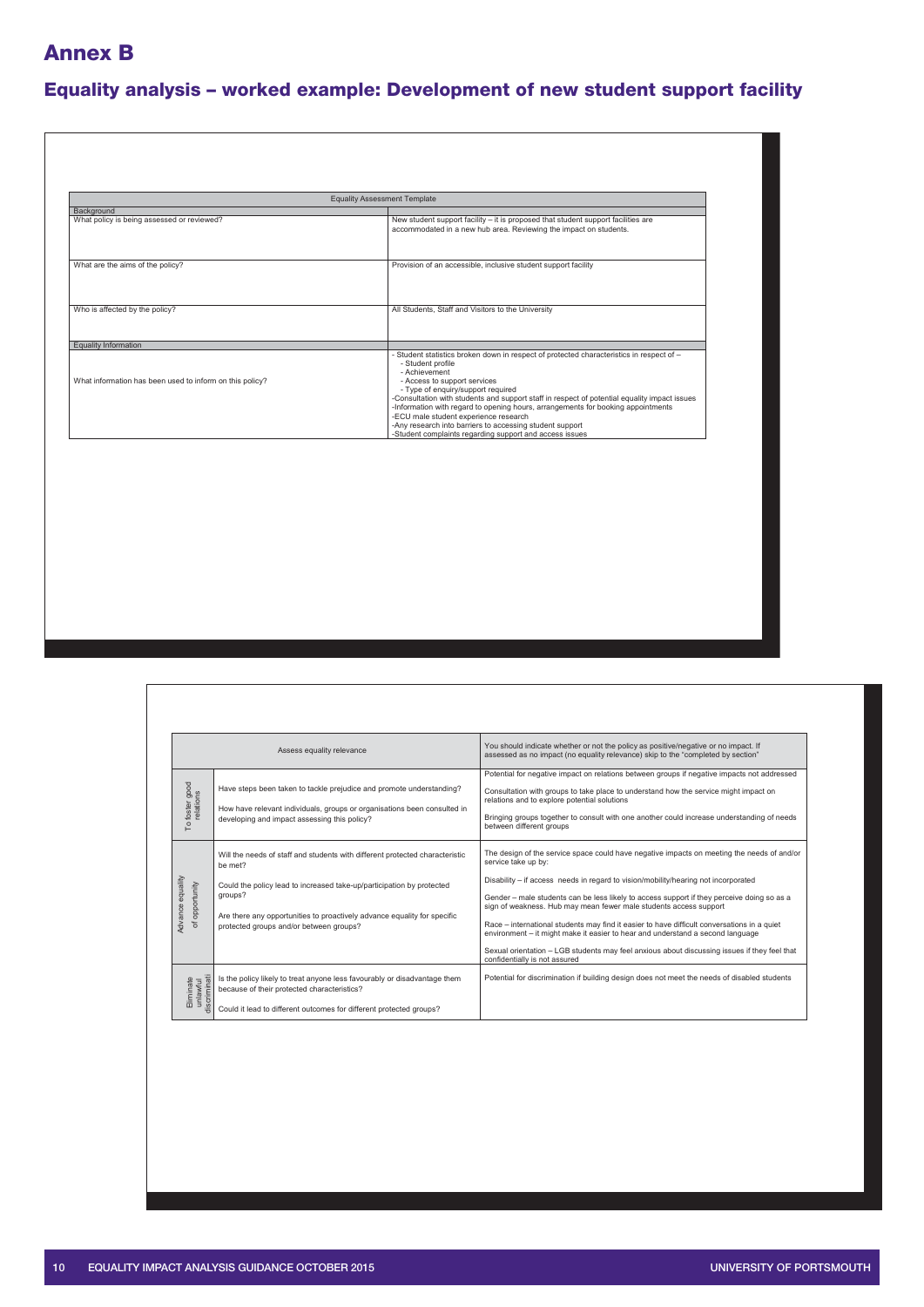# Annex B

## Equality analysis – worked example: Development of new student support facility

| Equality Assessment Template | |
|---|---|
| **Background** | |
| What policy is being assessed or reviewed? | New student support facility – it is proposed that student support facilities are accommodated in a new hub area. Reviewing the impact on students. |
| What are the aims of the policy? | Provision of an accessible, inclusive student support facility |
| Who is affected by the policy? | All Students, Staff and Visitors to the University |
| **Equality Information** | |
| What information has been used to inform on this policy? | - Student statistics broken down in respect of protected characteristics in respect of –<br>- Student profile<br>- Achievement<br>- Access to support services<br>- Type of enquiry/support required<br>-Consultation with students and support staff in respect of potential equality impact issues<br>-Information with regard to opening hours, arrangements for booking appointments<br>-ECU male student experience research<br>-Any research into barriers to accessing student support<br>-Student complaints regarding support and access issues |

| | Assess equality relevance | You should indicate whether or not the policy as positive/negative or no impact. If assessed as no impact (no equality relevance) skip to the "completed by section" |
|---|---|---|
| To foster good relations | Have steps been taken to tackle prejudice and promote understanding?<br><br>How have relevant individuals, groups or organisations been consulted in developing and impact assessing this policy? | Potential for negative impact on relations between groups if negative impacts not addressed<br><br>Consultation with groups to take place to understand how the service might impact on relations and to explore potential solutions<br><br>Bringing groups together to consult with one another could increase understanding of needs between different groups |
| Advance equality of opportunity | Will the needs of staff and students with different protected characteristic be met?<br><br>Could the policy lead to increased take-up/participation by protected groups?<br><br>Are there any opportunities to proactively advance equality for specific protected groups and/or between groups? | The design of the service space could have negative impacts on meeting the needs of and/or service take up by:<br><br>Disability – if access needs in regard to vision/mobility/hearing not incorporated<br><br>Gender – male students can be less likely to access support if they perceive doing so as a sign of weakness. Hub may mean fewer male students access support<br><br>Race – international students may find it easier to have difficult conversations in a quiet environment – it might make it easier to hear and understand a second language<br><br>Sexual orientation – LGB students may feel anxious about discussing issues if they feel that confidentially is not assured |
| Eliminate unlawful discriminati | Is the policy likely to treat anyone less favourably or disadvantage them because of their protected characteristics?<br><br>Could it lead to different outcomes for different protected groups? | Potential for discrimination if building design does not meet the needs of disabled students |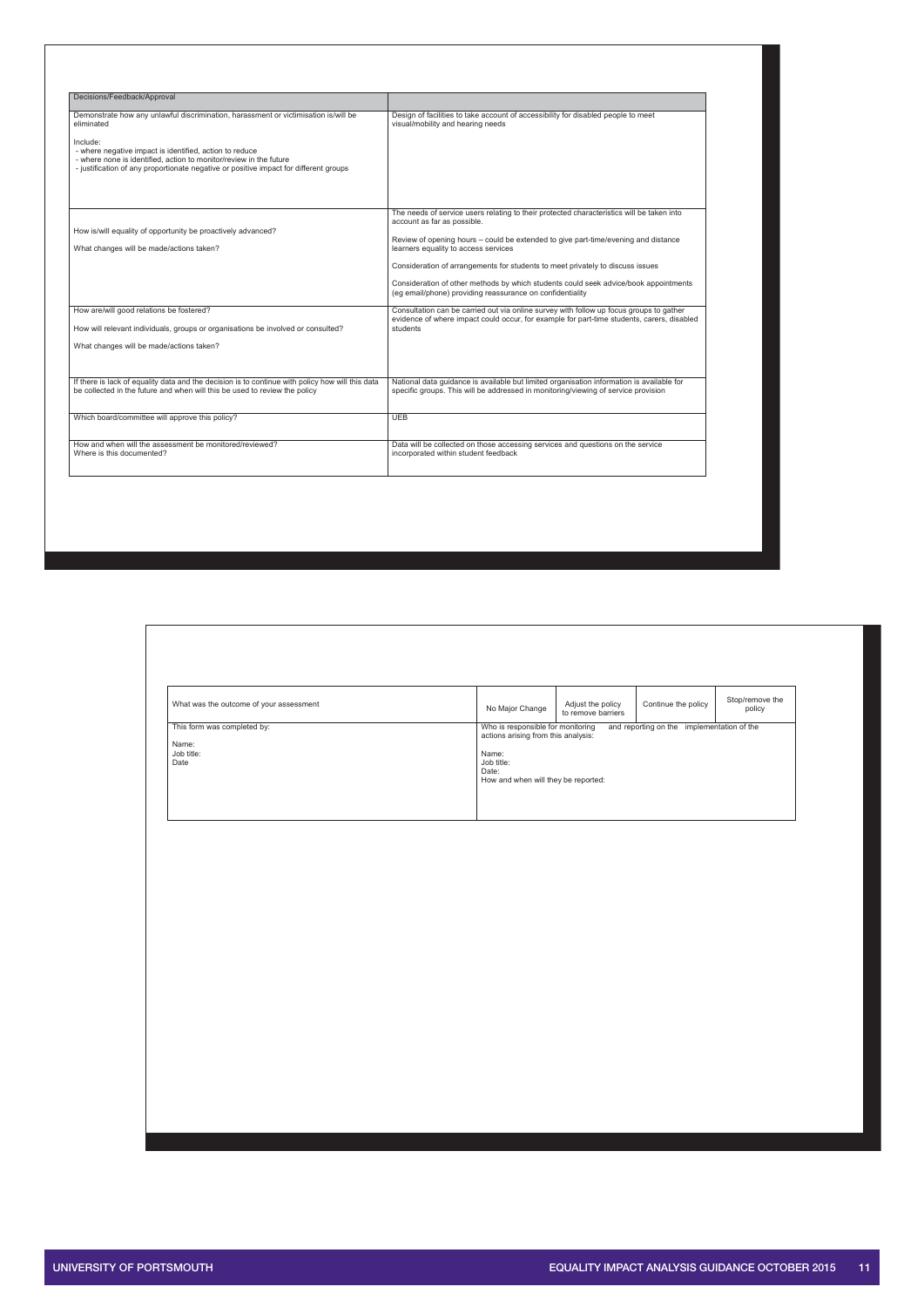| Decisions/Feedback/Approval | |
|---|---|
| Demonstrate how any unlawful discrimination, harassment or victimisation is/will be eliminated<br><br>Include:<br>- where negative impact is identified, action to reduce<br>- where none is identified, action to monitor/review in the future<br>- justification of any proportionate negative or positive impact for different groups | Design of facilities to take account of accessibility for disabled people to meet visual/mobility and hearing needs |
| How is/will equality of opportunity be proactively advanced?<br><br>What changes will be made/actions taken? | The needs of service users relating to their protected characteristics will be taken into account as far as possible.<br><br>Review of opening hours – could be extended to give part-time/evening and distance learners equality to access services<br><br>Consideration of arrangements for students to meet privately to discuss issues<br><br>Consideration of other methods by which students could seek advice/book appointments (eg email/phone) providing reassurance on confidentiality |
| How are/will good relations be fostered?<br><br>How will relevant individuals, groups or organisations be involved or consulted?<br><br>What changes will be made/actions taken? | Consultation can be carried out via online survey with follow up focus groups to gather evidence of where impact could occur, for example for part-time students, carers, disabled students |
| If there is lack of equality data and the decision is to continue with policy how will this data be collected in the future and when will this be used to review the policy | National data guidance is available but limited organisation information is available for specific groups. This will be addressed in monitoring/viewing of service provision |
| Which board/committee will approve this policy? | UEB |
| How and when will the assessment be monitored/reviewed?<br>Where is this documented? | Data will be collected on those accessing services and questions on the service incorporated within student feedback |

| What was the outcome of your assessment | No Major Change | Adjust the policy to remove barriers | Continue the policy | Stop/remove the policy |
|---|---|---|---|---|
| This form was completed by:<br><br>Name:<br>Job title:<br>Date | Who is responsible for monitoring and reporting on the implementation of the actions arising from this analysis:<br><br>Name:<br>Job title:<br>Date:<br>How and when will they be reported: | | | |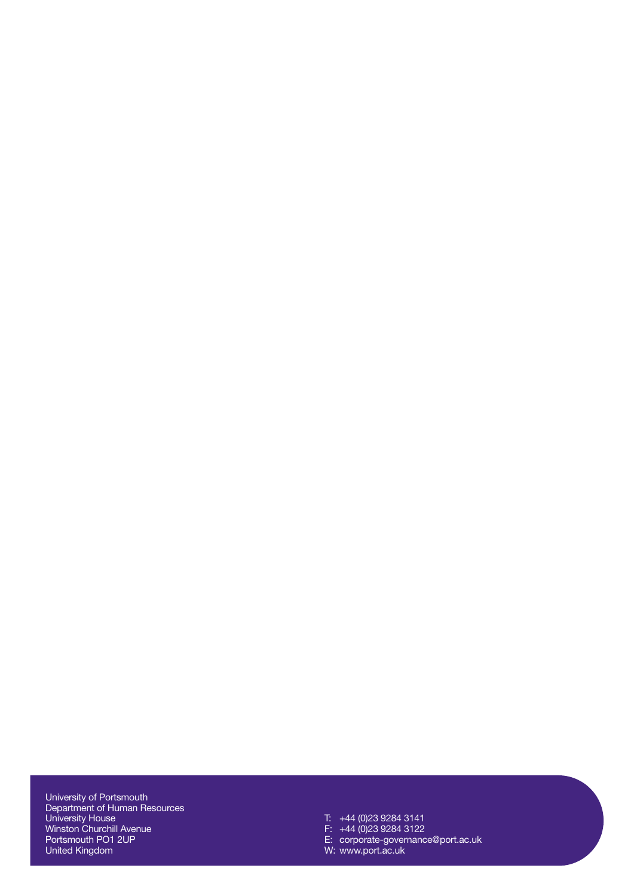University of Portsmouth
Department of Human Resources
University House
Winston Churchill Avenue
Portsmouth PO1 2UP
United Kingdom

T: +44 (0)23 9284 3141
F: +44 (0)23 9284 3122
E: corporate-governance@port.ac.uk
W: www.port.ac.uk